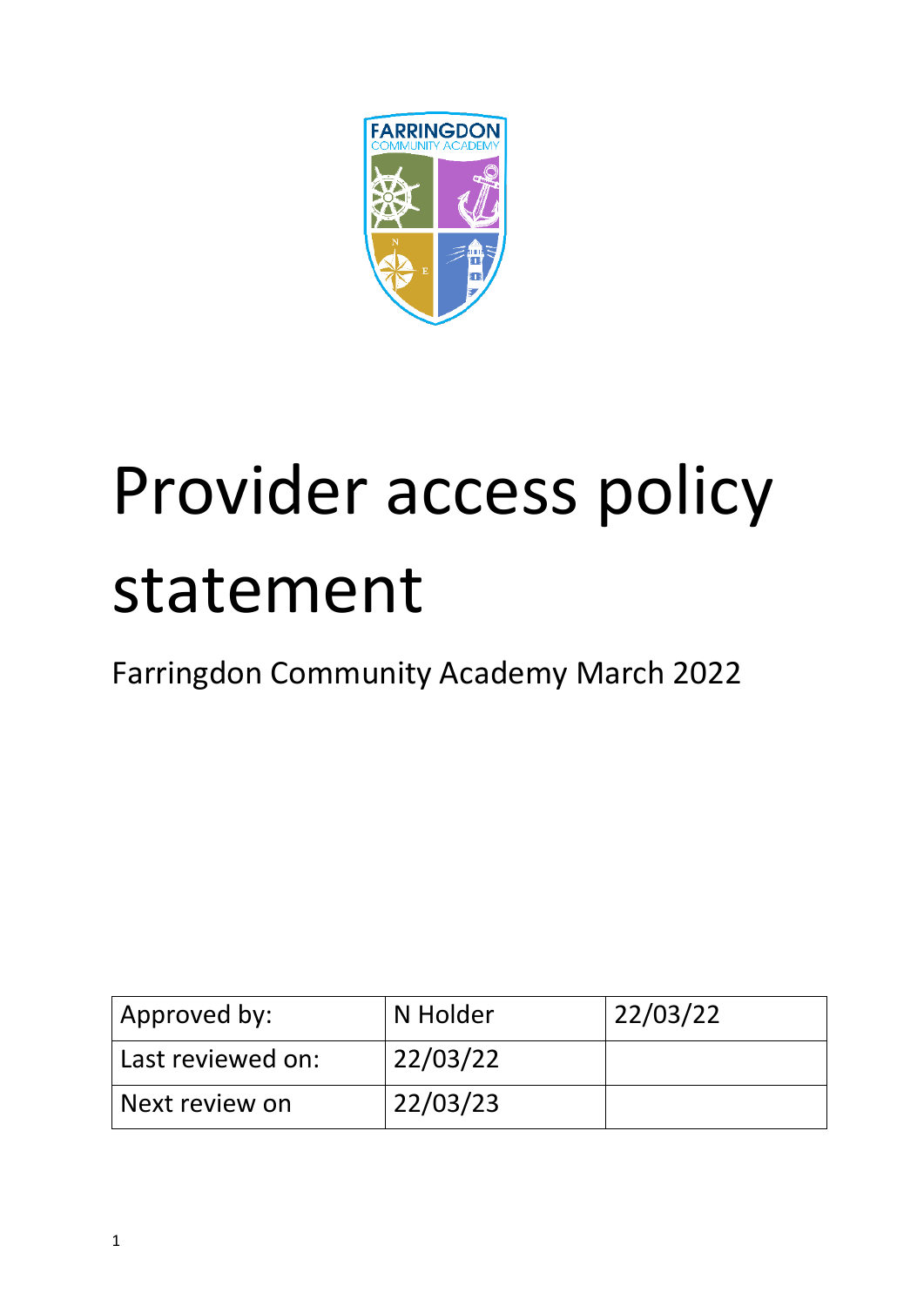# Provider access policy statement

Farringdon Community Academy March 2022

| Approved by: | N Holder | 22/03/22 |
|---|---|---|
| Last reviewed on: | 22/03/22 | |
| Next review on | 22/03/23 | |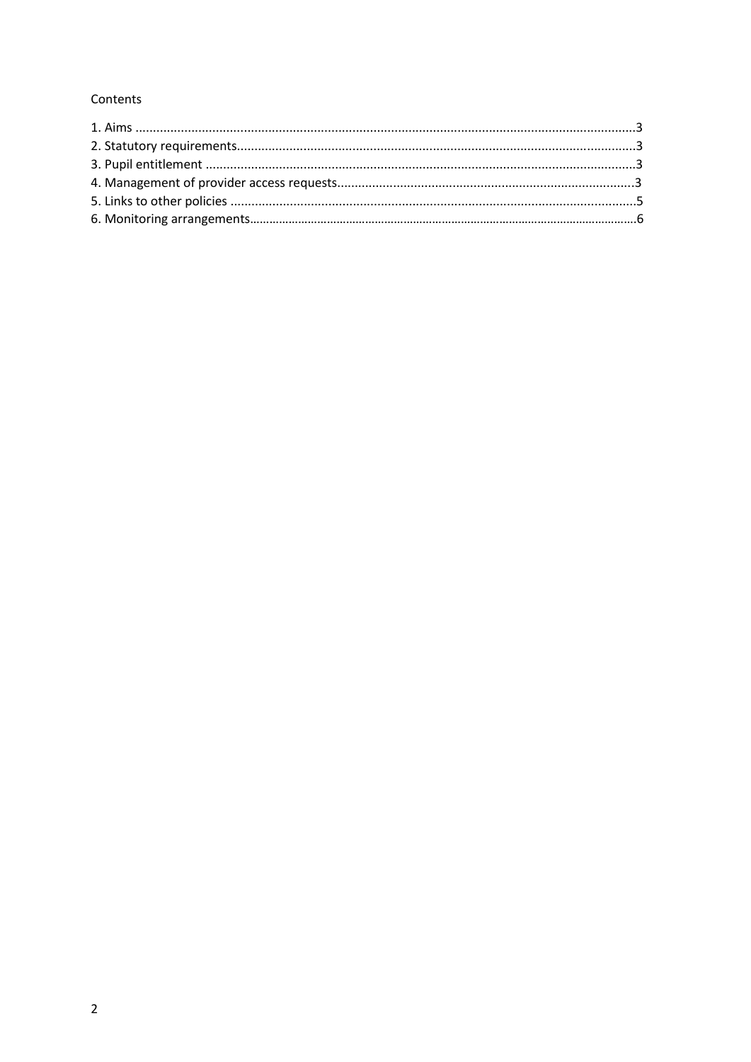Contents

1. Aims ....................................................................................................................................3
2. Statutory requirements.......................................................................................................3
3. Pupil entitlement ...............................................................................................................3
4. Management of provider access requests............................................................................3
5. Links to other policies ........................................................................................................5
6. Monitoring arrangements....................................................................................................6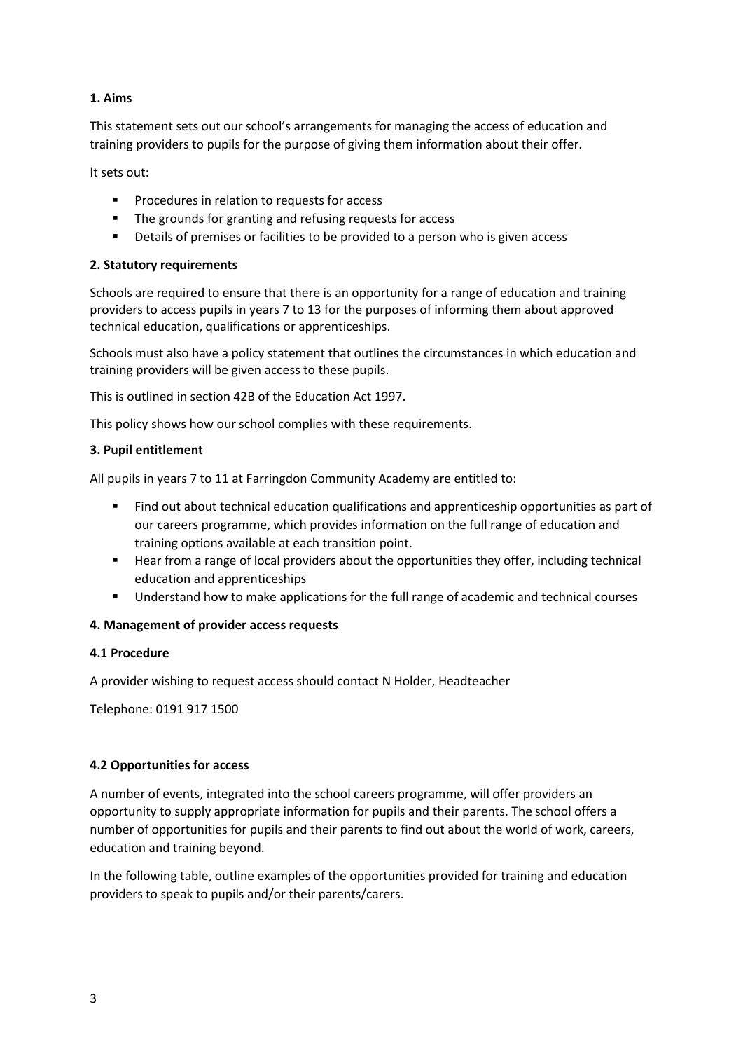### 1. Aims

This statement sets out our school's arrangements for managing the access of education and training providers to pupils for the purpose of giving them information about their offer.

It sets out:

- Procedures in relation to requests for access
- The grounds for granting and refusing requests for access
- Details of premises or facilities to be provided to a person who is given access

### 2. Statutory requirements

Schools are required to ensure that there is an opportunity for a range of education and training providers to access pupils in years 7 to 13 for the purposes of informing them about approved technical education, qualifications or apprenticeships.

Schools must also have a policy statement that outlines the circumstances in which education and training providers will be given access to these pupils.

This is outlined in section 42B of the Education Act 1997.

This policy shows how our school complies with these requirements.

### 3. Pupil entitlement

All pupils in years 7 to 11 at Farringdon Community Academy are entitled to:

- Find out about technical education qualifications and apprenticeship opportunities as part of our careers programme, which provides information on the full range of education and training options available at each transition point.
- Hear from a range of local providers about the opportunities they offer, including technical education and apprenticeships
- Understand how to make applications for the full range of academic and technical courses

### 4. Management of provider access requests

#### 4.1 Procedure

A provider wishing to request access should contact N Holder, Headteacher

Telephone: 0191 917 1500

#### 4.2 Opportunities for access

A number of events, integrated into the school careers programme, will offer providers an opportunity to supply appropriate information for pupils and their parents. The school offers a number of opportunities for pupils and their parents to find out about the world of work, careers, education and training beyond.

In the following table, outline examples of the opportunities provided for training and education providers to speak to pupils and/or their parents/carers.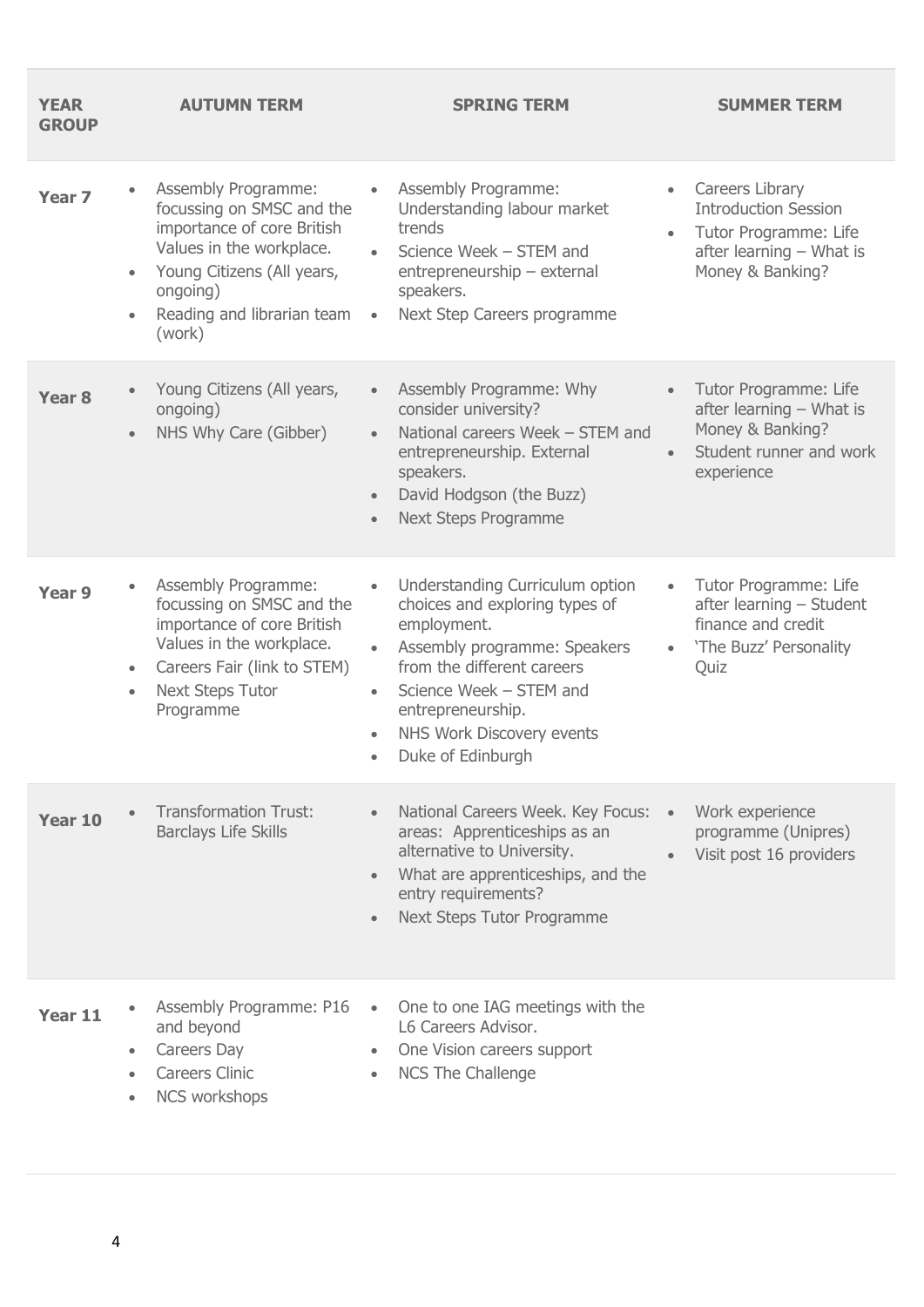| YEAR GROUP | AUTUMN TERM | SPRING TERM | SUMMER TERM |
| --- | --- | --- | --- |
| **Year 7** | • Assembly Programme: focussing on SMSC and the importance of core British Values in the workplace.<br>• Young Citizens (All years, ongoing)<br>• Reading and librarian team (work) | • Assembly Programme: Understanding labour market trends<br>• Science Week – STEM and entrepreneurship – external speakers.<br>• Next Step Careers programme | • Careers Library Introduction Session<br>• Tutor Programme: Life after learning – What is Money & Banking? |
| **Year 8** | • Young Citizens (All years, ongoing)<br>• NHS Why Care (Gibber) | • Assembly Programme: Why consider university?<br>• National careers Week – STEM and entrepreneurship. External speakers.<br>• David Hodgson (the Buzz)<br>• Next Steps Programme | • Tutor Programme: Life after learning – What is Money & Banking?<br>• Student runner and work experience |
| **Year 9** | • Assembly Programme: focussing on SMSC and the importance of core British Values in the workplace.<br>• Careers Fair (link to STEM)<br>• Next Steps Tutor Programme | • Understanding Curriculum option choices and exploring types of employment.<br>• Assembly programme: Speakers from the different careers<br>• Science Week – STEM and entrepreneurship.<br>• NHS Work Discovery events<br>• Duke of Edinburgh | • Tutor Programme: Life after learning – Student finance and credit<br>• 'The Buzz' Personality Quiz |
| **Year 10** | • Transformation Trust: Barclays Life Skills | • National Careers Week. Key Focus: areas: Apprenticeships as an alternative to University.<br>• What are apprenticeships, and the entry requirements?<br>• Next Steps Tutor Programme | • Work experience programme (Unipres)<br>• Visit post 16 providers |
| **Year 11** | • Assembly Programme: P16 and beyond<br>• Careers Day<br>• Careers Clinic<br>• NCS workshops | • One to one IAG meetings with the L6 Careers Advisor.<br>• One Vision careers support<br>• NCS The Challenge | |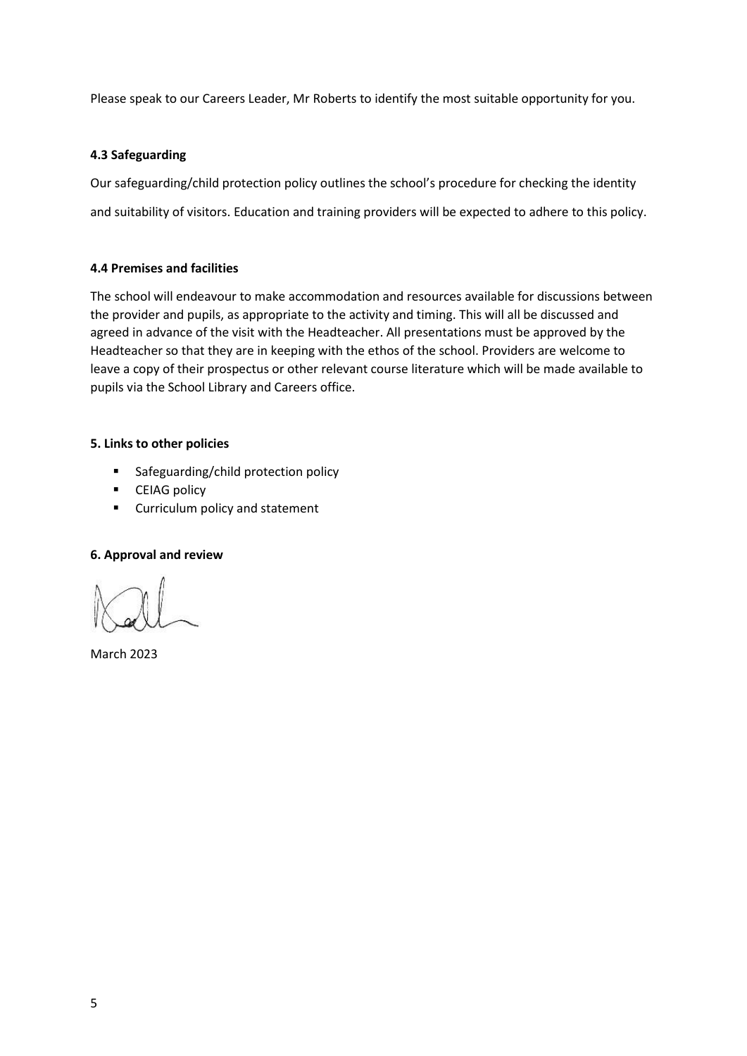Please speak to our Careers Leader, Mr Roberts to identify the most suitable opportunity for you.

#### 4.3 Safeguarding

Our safeguarding/child protection policy outlines the school's procedure for checking the identity and suitability of visitors. Education and training providers will be expected to adhere to this policy.

#### 4.4 Premises and facilities

The school will endeavour to make accommodation and resources available for discussions between the provider and pupils, as appropriate to the activity and timing. This will all be discussed and agreed in advance of the visit with the Headteacher. All presentations must be approved by the Headteacher so that they are in keeping with the ethos of the school. Providers are welcome to leave a copy of their prospectus or other relevant course literature which will be made available to pupils via the School Library and Careers office.

### 5. Links to other policies

- Safeguarding/child protection policy
- CEIAG policy
- Curriculum policy and statement

### 6. Approval and review

March 2023